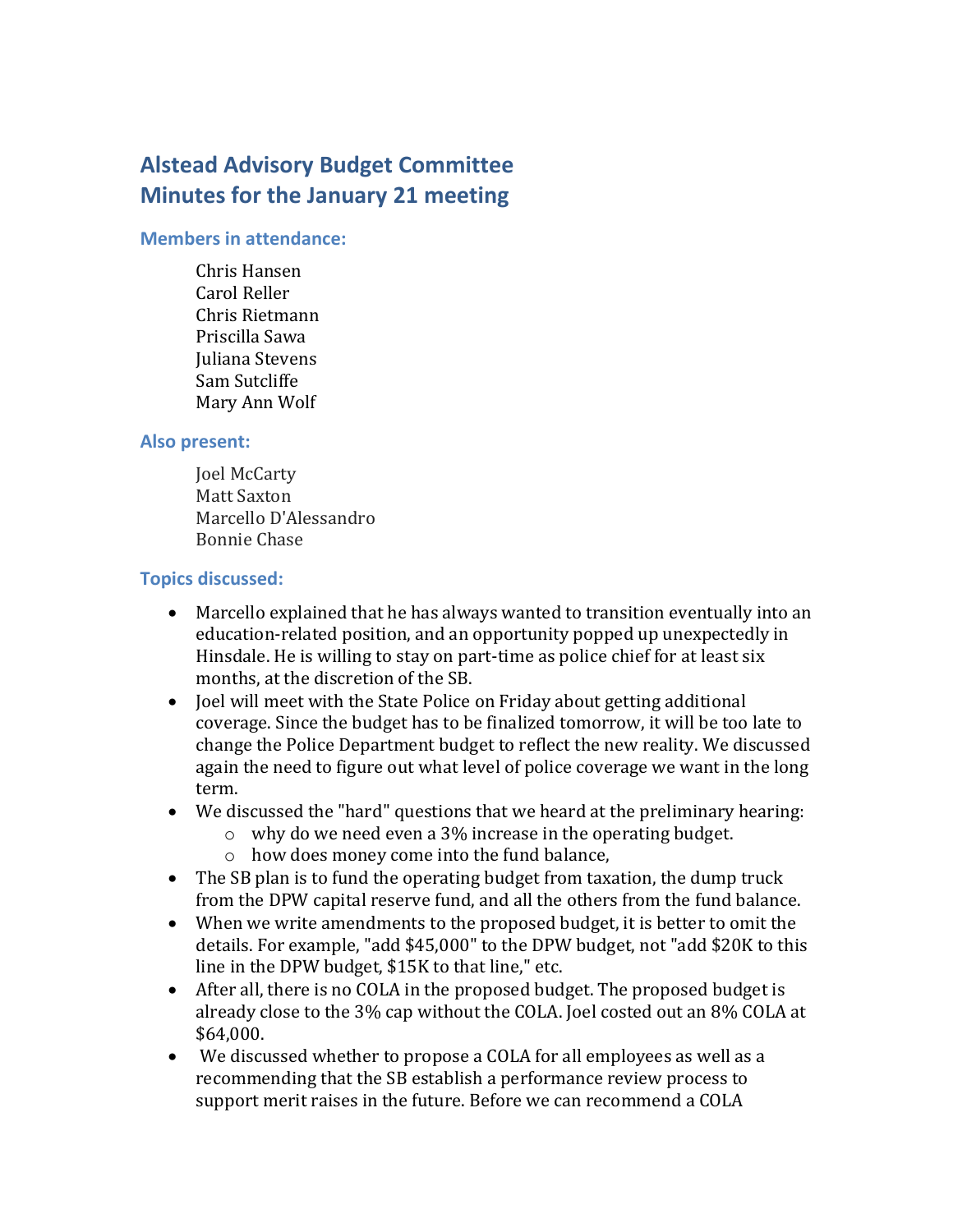# Alstead Advisory Budget Committee
# Minutes for the January 21 meeting

### Members in attendance:

Chris Hansen
Carol Reller
Chris Rietmann
Priscilla Sawa
Juliana Stevens
Sam Sutcliffe
Mary Ann Wolf

### Also present:

Joel McCarty
Matt Saxton
Marcello D'Alessandro
Bonnie Chase

### Topics discussed:

- Marcello explained that he has always wanted to transition eventually into an education-related position, and an opportunity popped up unexpectedly in Hinsdale. He is willing to stay on part-time as police chief for at least six months, at the discretion of the SB.
- Joel will meet with the State Police on Friday about getting additional coverage. Since the budget has to be finalized tomorrow, it will be too late to change the Police Department budget to reflect the new reality. We discussed again the need to figure out what level of police coverage we want in the long term.
- We discussed the "hard" questions that we heard at the preliminary hearing:
  - why do we need even a 3% increase in the operating budget.
  - how does money come into the fund balance,
- The SB plan is to fund the operating budget from taxation, the dump truck from the DPW capital reserve fund, and all the others from the fund balance.
- When we write amendments to the proposed budget, it is better to omit the details. For example, "add $45,000" to the DPW budget, not "add $20K to this line in the DPW budget, $15K to that line," etc.
- After all, there is no COLA in the proposed budget. The proposed budget is already close to the 3% cap without the COLA. Joel costed out an 8% COLA at $64,000.
- We discussed whether to propose a COLA for all employees as well as a recommending that the SB establish a performance review process to support merit raises in the future. Before we can recommend a COLA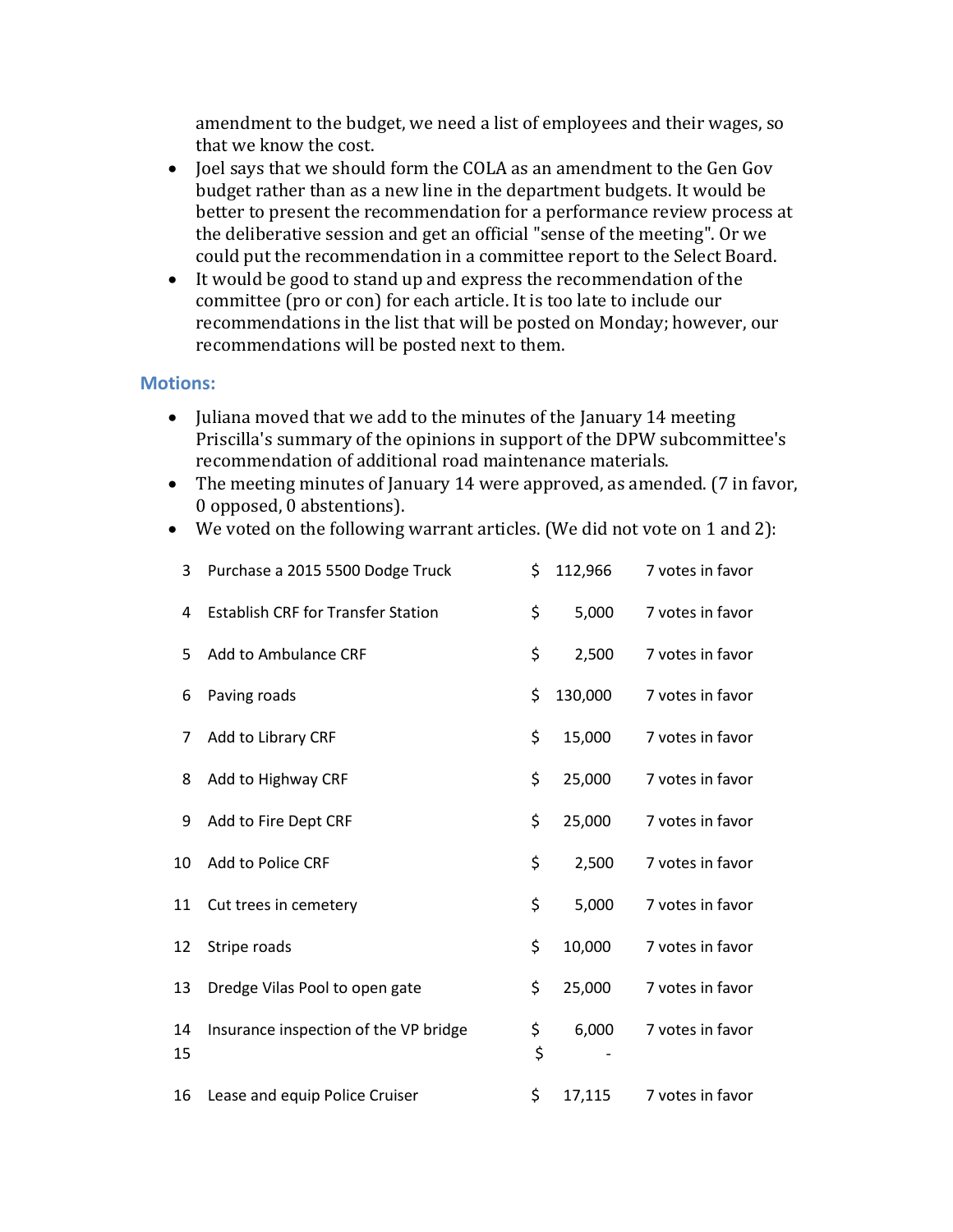amendment to the budget, we need a list of employees and their wages, so that we know the cost.

- Joel says that we should form the COLA as an amendment to the Gen Gov budget rather than as a new line in the department budgets. It would be better to present the recommendation for a performance review process at the deliberative session and get an official "sense of the meeting". Or we could put the recommendation in a committee report to the Select Board.
- It would be good to stand up and express the recommendation of the committee (pro or con) for each article. It is too late to include our recommendations in the list that will be posted on Monday; however, our recommendations will be posted next to them.

### Motions:

- Juliana moved that we add to the minutes of the January 14 meeting Priscilla's summary of the opinions in support of the DPW subcommittee's recommendation of additional road maintenance materials.
- The meeting minutes of January 14 were approved, as amended. (7 in favor, 0 opposed, 0 abstentions).
- We voted on the following warrant articles. (We did not vote on 1 and 2):

| | | | |
|---|---|---|---|
| 3 | Purchase a 2015 5500 Dodge Truck | $ 112,966 | 7 votes in favor |
| 4 | Establish CRF for Transfer Station | $ 5,000 | 7 votes in favor |
| 5 | Add to Ambulance CRF | $ 2,500 | 7 votes in favor |
| 6 | Paving roads | $ 130,000 | 7 votes in favor |
| 7 | Add to Library CRF | $ 15,000 | 7 votes in favor |
| 8 | Add to Highway CRF | $ 25,000 | 7 votes in favor |
| 9 | Add to Fire Dept CRF | $ 25,000 | 7 votes in favor |
| 10 | Add to Police CRF | $ 2,500 | 7 votes in favor |
| 11 | Cut trees in cemetery | $ 5,000 | 7 votes in favor |
| 12 | Stripe roads | $ 10,000 | 7 votes in favor |
| 13 | Dredge Vilas Pool to open gate | $ 25,000 | 7 votes in favor |
| 14 | Insurance inspection of the VP bridge | $ 6,000 | 7 votes in favor |
| 15 | | $ - | |
| 16 | Lease and equip Police Cruiser | $ 17,115 | 7 votes in favor |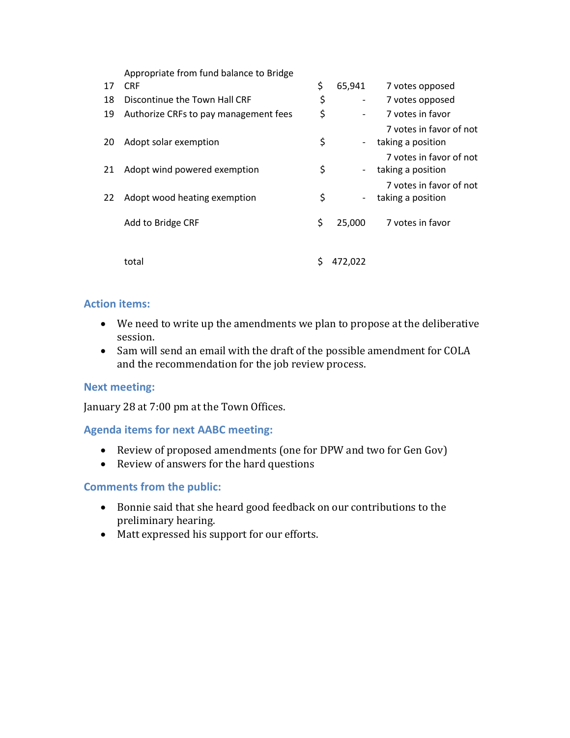| | | | |
|---|---|---|---|
| 17 | Appropriate from fund balance to Bridge CRF | $ 65,941 | 7 votes opposed |
| 18 | Discontinue the Town Hall CRF | $ - | 7 votes opposed |
| 19 | Authorize CRFs to pay management fees | $ - | 7 votes in favor |
| 20 | Adopt solar exemption | $ - | 7 votes in favor of not taking a position |
| 21 | Adopt wind powered exemption | $ - | 7 votes in favor of not taking a position |
| 22 | Adopt wood heating exemption | $ - | 7 votes in favor of not taking a position |
| | Add to Bridge CRF | $ 25,000 | 7 votes in favor |
| | total | $ 472,022 | |

### Action items:

- We need to write up the amendments we plan to propose at the deliberative session.
- Sam will send an email with the draft of the possible amendment for COLA and the recommendation for the job review process.

### Next meeting:

January 28 at 7:00 pm at the Town Offices.

### Agenda items for next AABC meeting:

- Review of proposed amendments (one for DPW and two for Gen Gov)
- Review of answers for the hard questions

### Comments from the public:

- Bonnie said that she heard good feedback on our contributions to the preliminary hearing.
- Matt expressed his support for our efforts.